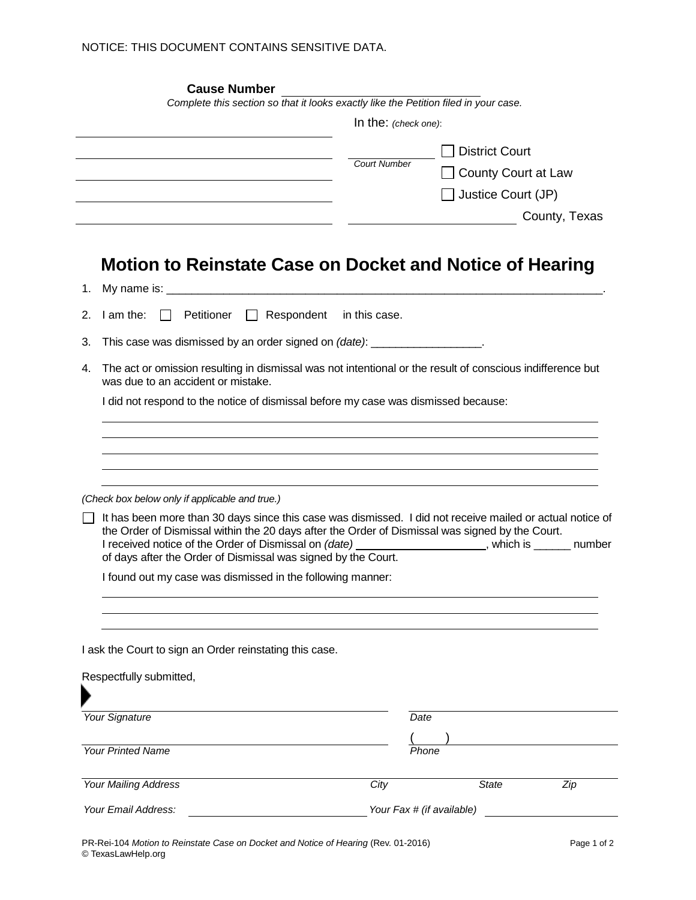NOTICE: THIS DOCUMENT CONTAINS SENSITIVE DATA.

**Cause Number** ______________________________

*Complete this section so that it looks exactly like the Petition filed in your case.*

In the: *(check one)*:

______________________________________

______________________________________

______________________________________

______________________________________

______________________________________

______________ *Court Number*

☐ District Court

☐ County Court at Law

☐ Justice Court (JP)

________________________ County, Texas

# Motion to Reinstate Case on Docket and Notice of Hearing

1. My name is: ______________________________________________________________________.

2. I am the: ☐ Petitioner ☐ Respondent in this case.

3. This case was dismissed by an order signed on *(date)*: _________________.

4. The act or omission resulting in dismissal was not intentional or the result of conscious indifference but was due to an accident or mistake.

   I did not respond to the notice of dismissal before my case was dismissed because:

   ______________________________________________________________________

   ______________________________________________________________________

   ______________________________________________________________________

   ______________________________________________________________________

   ______________________________________________________________________

*(Check box below only if applicable and true.)*

☐ It has been more than 30 days since this case was dismissed. I did not receive mailed or actual notice of the Order of Dismissal within the 20 days after the Order of Dismissal was signed by the Court. I received notice of the Order of Dismissal on *(date)* ____________________, which is ______ number of days after the Order of Dismissal was signed by the Court.

I found out my case was dismissed in the following manner:

______________________________________________________________________

______________________________________________________________________

______________________________________________________________________

I ask the Court to sign an Order reinstating this case.

Respectfully submitted,

______________________________________ ______________________

*Your Signature* *Date*

______________________________________ ( ) ______________________

*Your Printed Name* *Phone*

______________________________________________________________________

*Your Mailing Address* *City* *State* *Zip*

*Your Email Address:* ______________________ *Your Fax # (if available)* ______________________

PR-Rei-104 *Motion to Reinstate Case on Docket and Notice of Hearing* (Rev. 01-2016)
© TexasLawHelp.org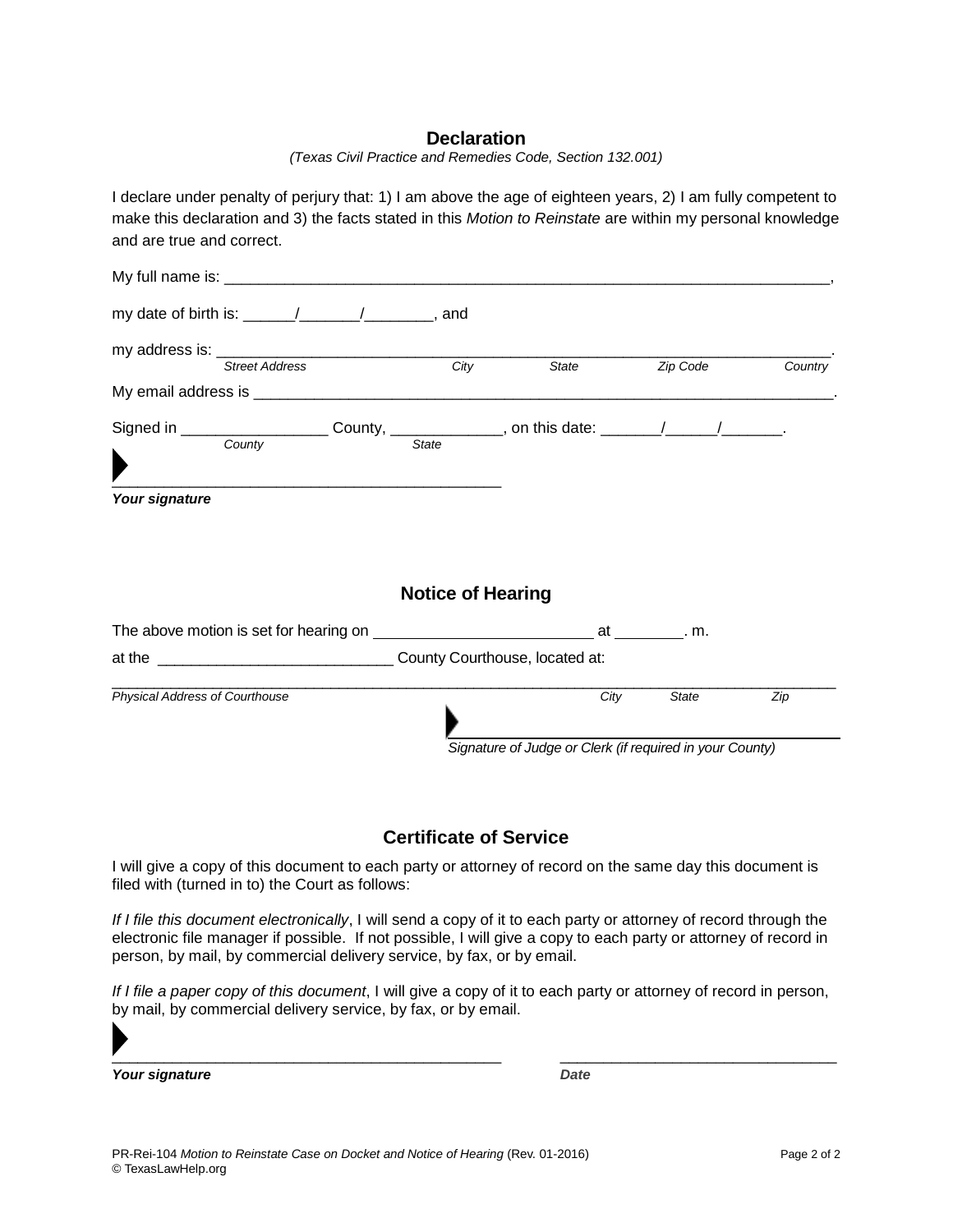## Declaration

*(Texas Civil Practice and Remedies Code, Section 132.001)*

I declare under penalty of perjury that: 1) I am above the age of eighteen years, 2) I am fully competent to make this declaration and 3) the facts stated in this *Motion to Reinstate* are within my personal knowledge and are true and correct.

My full name is: ___________________________________________________________________________,

my date of birth is: ______/_______/________, and

my address is: ____________________________________________________________________________.
*Street Address &nbsp;&nbsp;&nbsp;&nbsp; City &nbsp;&nbsp;&nbsp;&nbsp; State &nbsp;&nbsp;&nbsp;&nbsp; Zip Code &nbsp;&nbsp;&nbsp;&nbsp; Country*

My email address is ______________________________________________________________________.

Signed in _________________ County, _____________, on this date: _______/______/_______.
*County &nbsp;&nbsp;&nbsp;&nbsp; State*

______________________________________________
***Your signature***

## Notice of Hearing

The above motion is set for hearing on __________________________ at ________. m.

at the ____________________________ County Courthouse, located at:

_____________________________________________________________________________________
*Physical Address of Courthouse &nbsp;&nbsp;&nbsp;&nbsp; City &nbsp;&nbsp;&nbsp;&nbsp; State &nbsp;&nbsp;&nbsp;&nbsp; Zip*

______________________________________________
*Signature of Judge or Clerk (if required in your County)*

## Certificate of Service

I will give a copy of this document to each party or attorney of record on the same day this document is filed with (turned in to) the Court as follows:

*If I file this document electronically*, I will send a copy of it to each party or attorney of record through the electronic file manager if possible. If not possible, I will give a copy to each party or attorney of record in person, by mail, by commercial delivery service, by fax, or by email.

*If I file a paper copy of this document*, I will give a copy of it to each party or attorney of record in person, by mail, by commercial delivery service, by fax, or by email.

______________________________________________ &nbsp;&nbsp;&nbsp;&nbsp; ________________________________
***Your signature*** &nbsp;&nbsp;&nbsp;&nbsp; ***Date***

PR-Rei-104 *Motion to Reinstate Case on Docket and Notice of Hearing* (Rev. 01-2016)
© TexasLawHelp.org